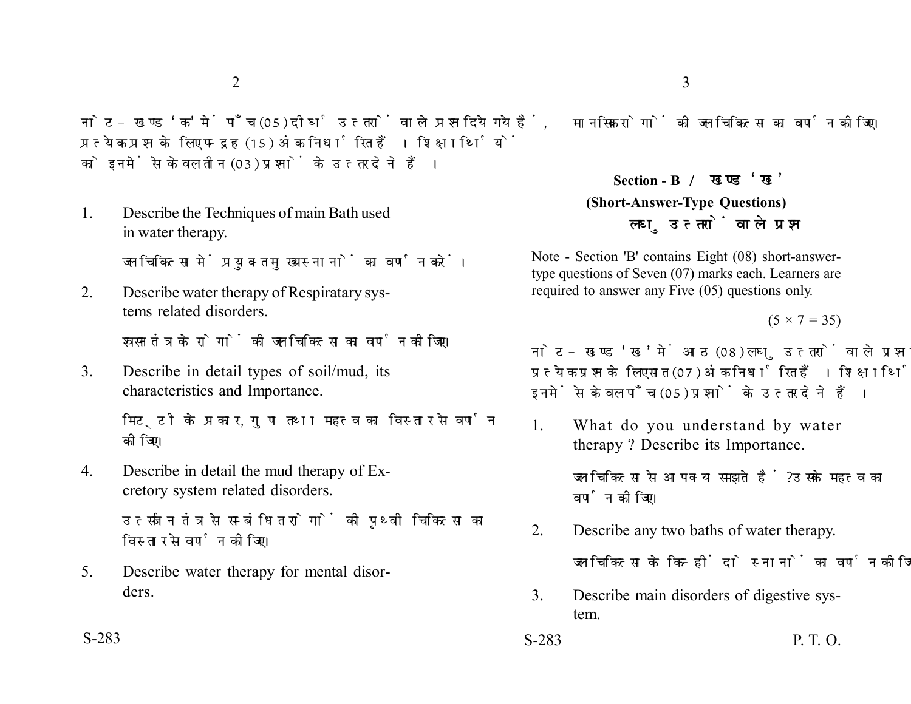नोट - खण्ड 'क' में पाँच (05) दीर्घ उत्तरों वाले प्रश्न दिये गये हैं, प्रत्येक प्रश्न के लिए पन्द्रह (15) अंक निर्धारित हैं। शिक्षार्थियों को इनमें से केवल तीन (03) प्रश्नों के उत्तर देने हैं।

1. Describe the Techniques of main Bath used in water therapy.

   जल चिकित्सा में प्रयुक्त मुख्य स्नानों का वर्णन करें।

2. Describe water therapy of Respiratary systems related disorders.

   श्वसन तंत्र के रोगों की जल चिकित्सा का वर्णन कीजिए।

3. Describe in detail types of soil/mud, its characteristics and Importance.

   मिट्टी के प्रकार, गुण तथा महत्व का विस्तार से वर्णन कीजिए।

4. Describe in detail the mud therapy of Excretory system related disorders.

   उत्सर्जन तंत्र से सम्बंधित रोगों की पृथ्वी चिकित्सा का विस्तार से वर्णन कीजिए।

5. Describe water therapy for mental disorders.

   मानसिक रोगों की जल चिकित्सा का वर्णन कीजिए।

## Section - B / खण्ड 'ख'

### (Short-Answer-Type Questions)

### लघु उत्तरों वाले प्रश्न

Note - Section 'B' contains Eight (08) short-answer-type questions of Seven (07) marks each. Learners are required to answer any Five (05) questions only.

$(5 \times 7 = 35)$

नोट - खण्ड 'ख' में आठ (08) लघु उत्तरों वाले प्रश्न दिये गये हैं, प्रत्येक प्रश्न के लिए सात (07) अंक निर्धारित हैं। शिक्षार्थियों को इनमें से केवल पाँच (05) प्रश्नों के उत्तर देने हैं।

1. What do you understand by water therapy ? Describe its Importance.

   जल चिकित्सा से आप क्या समझते हैं ? उसके महत्व का वर्णन कीजिए।

2. Describe any two baths of water therapy.

   जल चिकित्सा के किन्हीं दो स्नानों का वर्णन कीजिए।

3. Describe main disorders of digestive system.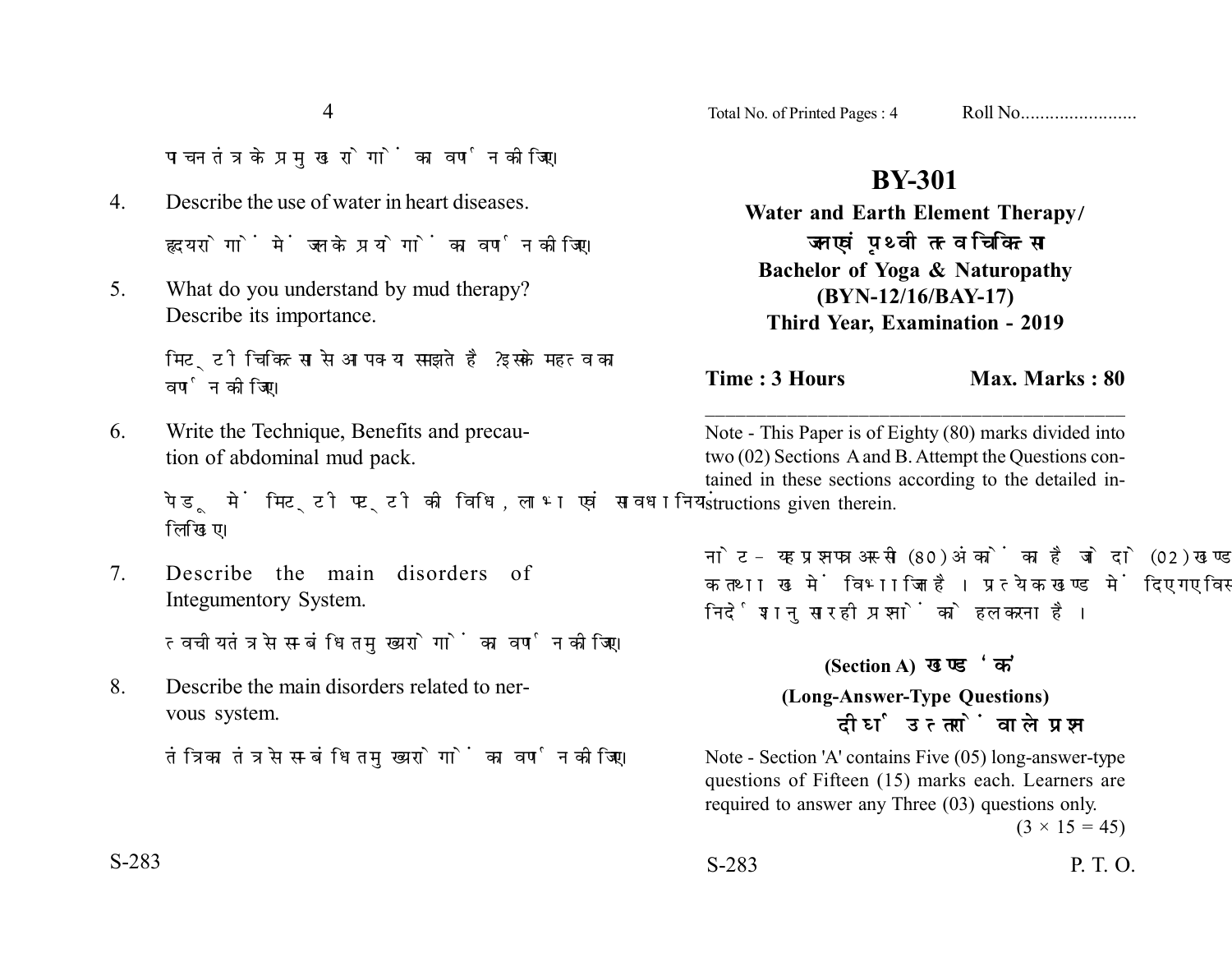पाचन तंत्र के प्रमुख रोगों का वर्णन कीजिए।

4. Describe the use of water in heart diseases.

   हृदय रोगों में जल के प्रयोगों का वर्णन कीजिए।

5. What do you understand by mud therapy? Describe its importance.

   मिट्टी चिकित्सा से आप क्या समझते है? इसके महत्व का वर्णन कीजिए।

6. Write the Technique, Benefits and precaution of abdominal mud pack.

   पेडू में मिट्टी पट्टी की विधि, लाभ एवं सावधानियां लिखिए।

7. Describe the main disorders of Integumentory System.

   त्वचीय तंत्र से सम्बंधित मुख्य रोगों का वर्णन कीजिए।

8. Describe the main disorders related to nervous system.

   तंत्रिका तंत्र से सम्बंधित मुख्य रोगों का वर्णन कीजिए।

S-283

Total No. of Printed Pages : 4 Roll No........................

# BY-301

## Water and Earth Element Therapy/ जल एवं पृथ्वी तत्व चिकित्सा

## Bachelor of Yoga & Naturopathy (BYN-12/16/BAY-17)

## Third Year, Examination - 2019

**Time : 3 Hours** **Max. Marks : 80**

Note - This Paper is of Eighty (80) marks divided into two (02) Sections A and B. Attempt the Questions contained in these sections according to the detailed instructions given therein.

नोट - यह प्रश्नपत्र अस्सी (80) अंकों का है जो दो (02) खण्डों क तथा ख में विभाजित है। प्रत्येक खण्ड में दिए गए विस्तृत निर्देशों के अनुसार ही प्रश्नों को हल करना है।

### (Section A) खण्ड 'क'

### (Long-Answer-Type Questions) दीर्घ उत्तरों वाले प्रश्न

Note - Section 'A' contains Five (05) long-answer-type questions of Fifteen (15) marks each. Learners are required to answer any Three (03) questions only.

(3 × 15 = 45)

S-283 P. T. O.